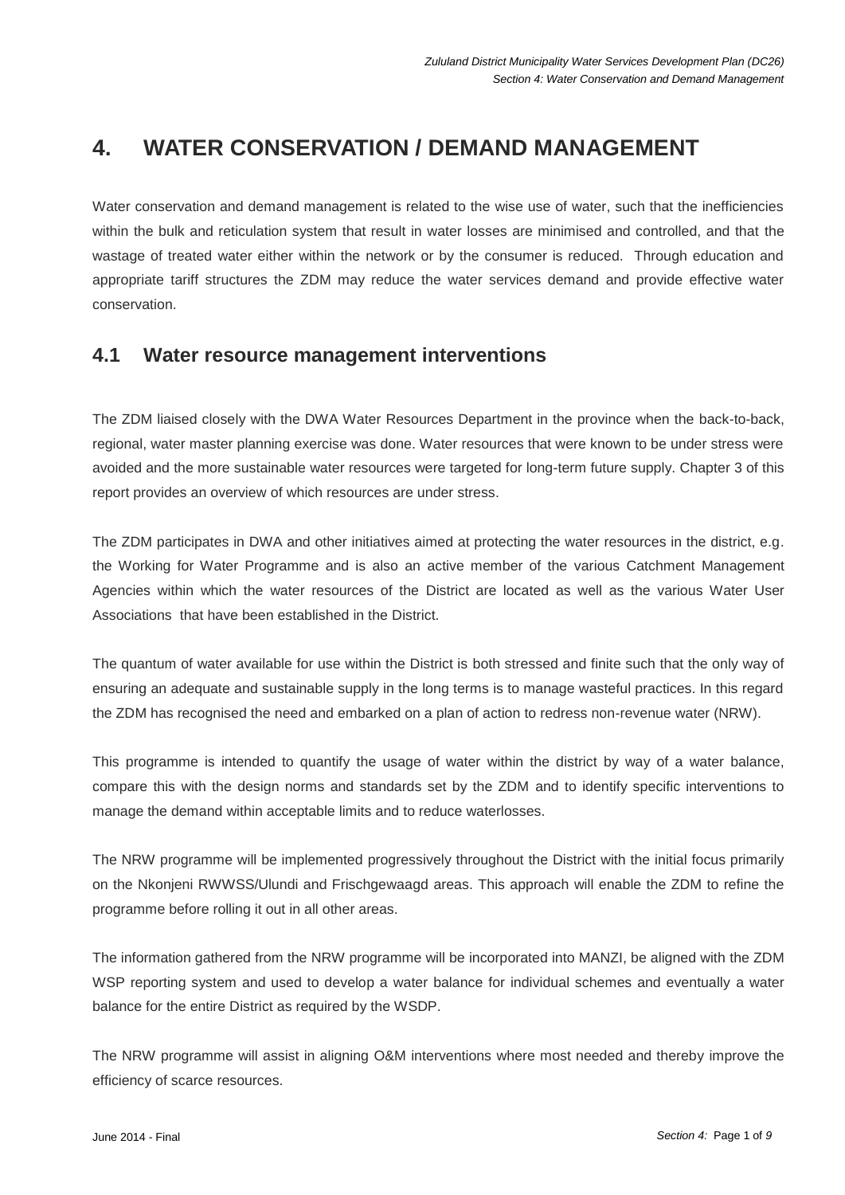# 4. WATER CONSERVATION / DEMAND MANAGEMENT

Water conservation and demand management is related to the wise use of water, such that the inefficiencies within the bulk and reticulation system that result in water losses are minimised and controlled, and that the wastage of treated water either within the network or by the consumer is reduced. Through education and appropriate tariff structures the ZDM may reduce the water services demand and provide effective water conservation.

## 4.1 Water resource management interventions

The ZDM liaised closely with the DWA Water Resources Department in the province when the back-to-back, regional, water master planning exercise was done. Water resources that were known to be under stress were avoided and the more sustainable water resources were targeted for long-term future supply. Chapter 3 of this report provides an overview of which resources are under stress.

The ZDM participates in DWA and other initiatives aimed at protecting the water resources in the district, e.g. the Working for Water Programme and is also an active member of the various Catchment Management Agencies within which the water resources of the District are located as well as the various Water User Associations that have been established in the District.

The quantum of water available for use within the District is both stressed and finite such that the only way of ensuring an adequate and sustainable supply in the long terms is to manage wasteful practices. In this regard the ZDM has recognised the need and embarked on a plan of action to redress non-revenue water (NRW).

This programme is intended to quantify the usage of water within the district by way of a water balance, compare this with the design norms and standards set by the ZDM and to identify specific interventions to manage the demand within acceptable limits and to reduce waterlosses.

The NRW programme will be implemented progressively throughout the District with the initial focus primarily on the Nkonjeni RWWSS/Ulundi and Frischgewaagd areas. This approach will enable the ZDM to refine the programme before rolling it out in all other areas.

The information gathered from the NRW programme will be incorporated into MANZI, be aligned with the ZDM WSP reporting system and used to develop a water balance for individual schemes and eventually a water balance for the entire District as required by the WSDP.

The NRW programme will assist in aligning O&M interventions where most needed and thereby improve the efficiency of scarce resources.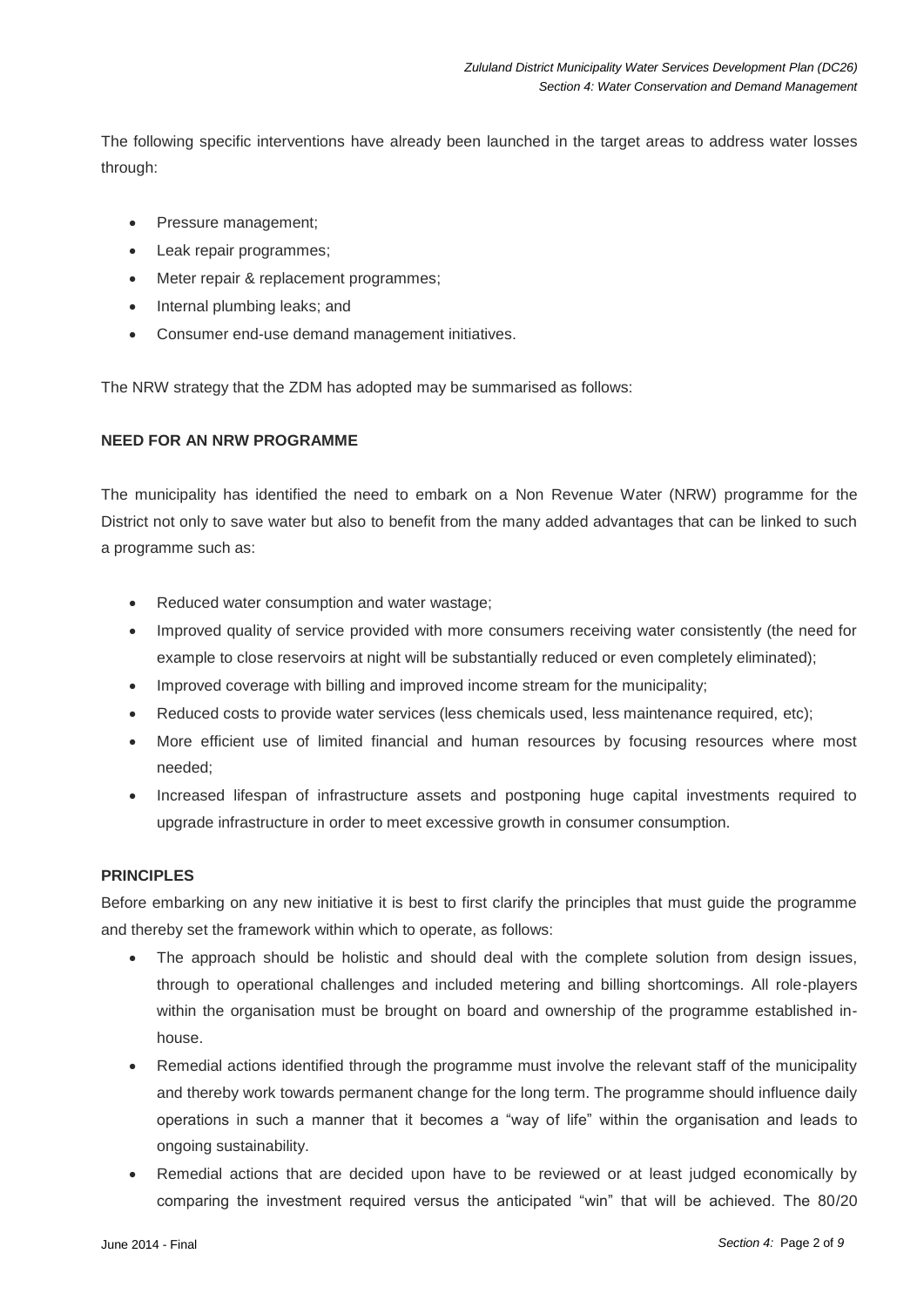The following specific interventions have already been launched in the target areas to address water losses through:

- Pressure management;
- Leak repair programmes;
- Meter repair & replacement programmes;
- Internal plumbing leaks; and
- Consumer end-use demand management initiatives.

The NRW strategy that the ZDM has adopted may be summarised as follows:

**NEED FOR AN NRW PROGRAMME**

The municipality has identified the need to embark on a Non Revenue Water (NRW) programme for the District not only to save water but also to benefit from the many added advantages that can be linked to such a programme such as:

- Reduced water consumption and water wastage;
- Improved quality of service provided with more consumers receiving water consistently (the need for example to close reservoirs at night will be substantially reduced or even completely eliminated);
- Improved coverage with billing and improved income stream for the municipality;
- Reduced costs to provide water services (less chemicals used, less maintenance required, etc);
- More efficient use of limited financial and human resources by focusing resources where most needed;
- Increased lifespan of infrastructure assets and postponing huge capital investments required to upgrade infrastructure in order to meet excessive growth in consumer consumption.

**PRINCIPLES**

Before embarking on any new initiative it is best to first clarify the principles that must guide the programme and thereby set the framework within which to operate, as follows:

- The approach should be holistic and should deal with the complete solution from design issues, through to operational challenges and included metering and billing shortcomings. All role-players within the organisation must be brought on board and ownership of the programme established in-house.
- Remedial actions identified through the programme must involve the relevant staff of the municipality and thereby work towards permanent change for the long term. The programme should influence daily operations in such a manner that it becomes a "way of life" within the organisation and leads to ongoing sustainability.
- Remedial actions that are decided upon have to be reviewed or at least judged economically by comparing the investment required versus the anticipated "win" that will be achieved. The 80/20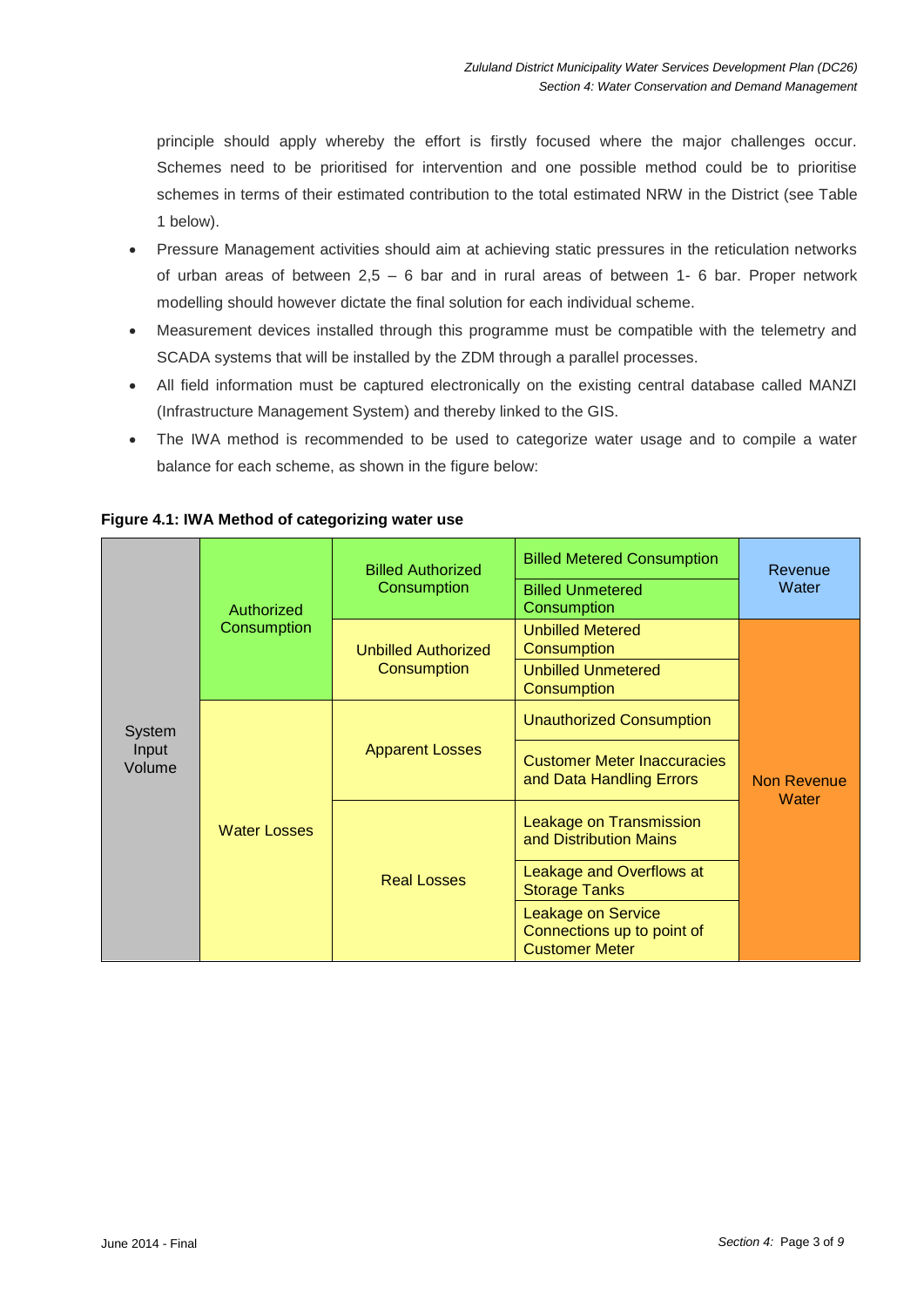principle should apply whereby the effort is firstly focused where the major challenges occur. Schemes need to be prioritised for intervention and one possible method could be to prioritise schemes in terms of their estimated contribution to the total estimated NRW in the District (see Table 1 below).

- Pressure Management activities should aim at achieving static pressures in the reticulation networks of urban areas of between 2,5 – 6 bar and in rural areas of between 1- 6 bar. Proper network modelling should however dictate the final solution for each individual scheme.
- Measurement devices installed through this programme must be compatible with the telemetry and SCADA systems that will be installed by the ZDM through a parallel processes.
- All field information must be captured electronically on the existing central database called MANZI (Infrastructure Management System) and thereby linked to the GIS.
- The IWA method is recommended to be used to categorize water usage and to compile a water balance for each scheme, as shown in the figure below:

**Figure 4.1: IWA Method of categorizing water use**

| | | | | |
|---|---|---|---|---|
| System Input Volume | Authorized Consumption | Billed Authorized Consumption | Billed Metered Consumption | Revenue Water |
| | | | Billed Unmetered Consumption | |
| | | Unbilled Authorized Consumption | Unbilled Metered Consumption | Non Revenue Water |
| | | | Unbilled Unmetered Consumption | |
| | Water Losses | Apparent Losses | Unauthorized Consumption | |
| | | | Customer Meter Inaccuracies and Data Handling Errors | |
| | | Real Losses | Leakage on Transmission and Distribution Mains | |
| | | | Leakage and Overflows at Storage Tanks | |
| | | | Leakage on Service Connections up to point of Customer Meter | |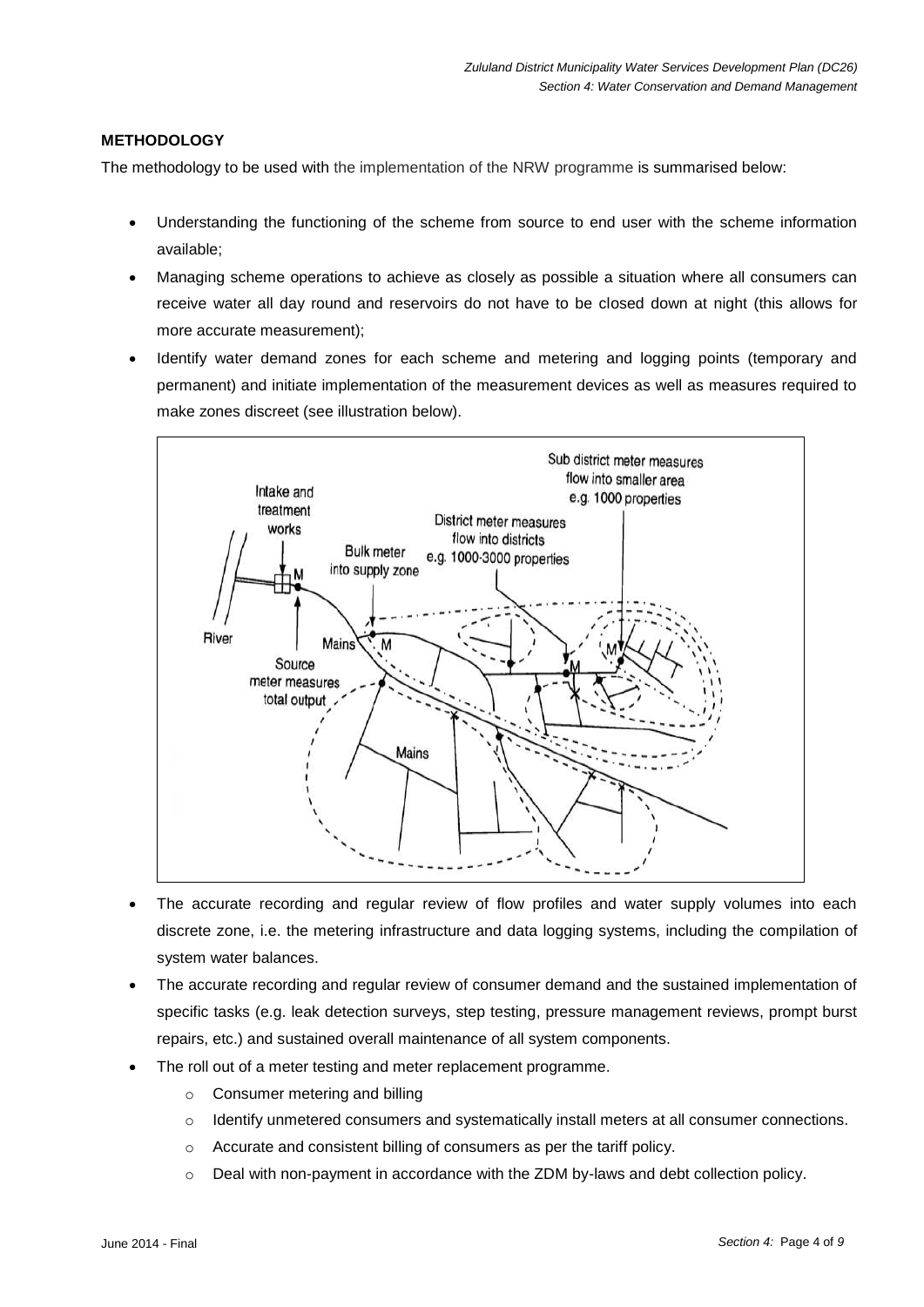**METHODOLOGY**

The methodology to be used with the implementation of the NRW programme is summarised below:

- Understanding the functioning of the scheme from source to end user with the scheme information available;
- Managing scheme operations to achieve as closely as possible a situation where all consumers can receive water all day round and reservoirs do not have to be closed down at night (this allows for more accurate measurement);
- Identify water demand zones for each scheme and metering and logging points (temporary and permanent) and initiate implementation of the measurement devices as well as measures required to make zones discreet (see illustration below).
- The accurate recording and regular review of flow profiles and water supply volumes into each discrete zone, i.e. the metering infrastructure and data logging systems, including the compilation of system water balances.
- The accurate recording and regular review of consumer demand and the sustained implementation of specific tasks (e.g. leak detection surveys, step testing, pressure management reviews, prompt burst repairs, etc.) and sustained overall maintenance of all system components.
- The roll out of a meter testing and meter replacement programme.
  - Consumer metering and billing
  - Identify unmetered consumers and systematically install meters at all consumer connections.
  - Accurate and consistent billing of consumers as per the tariff policy.
  - Deal with non-payment in accordance with the ZDM by-laws and debt collection policy.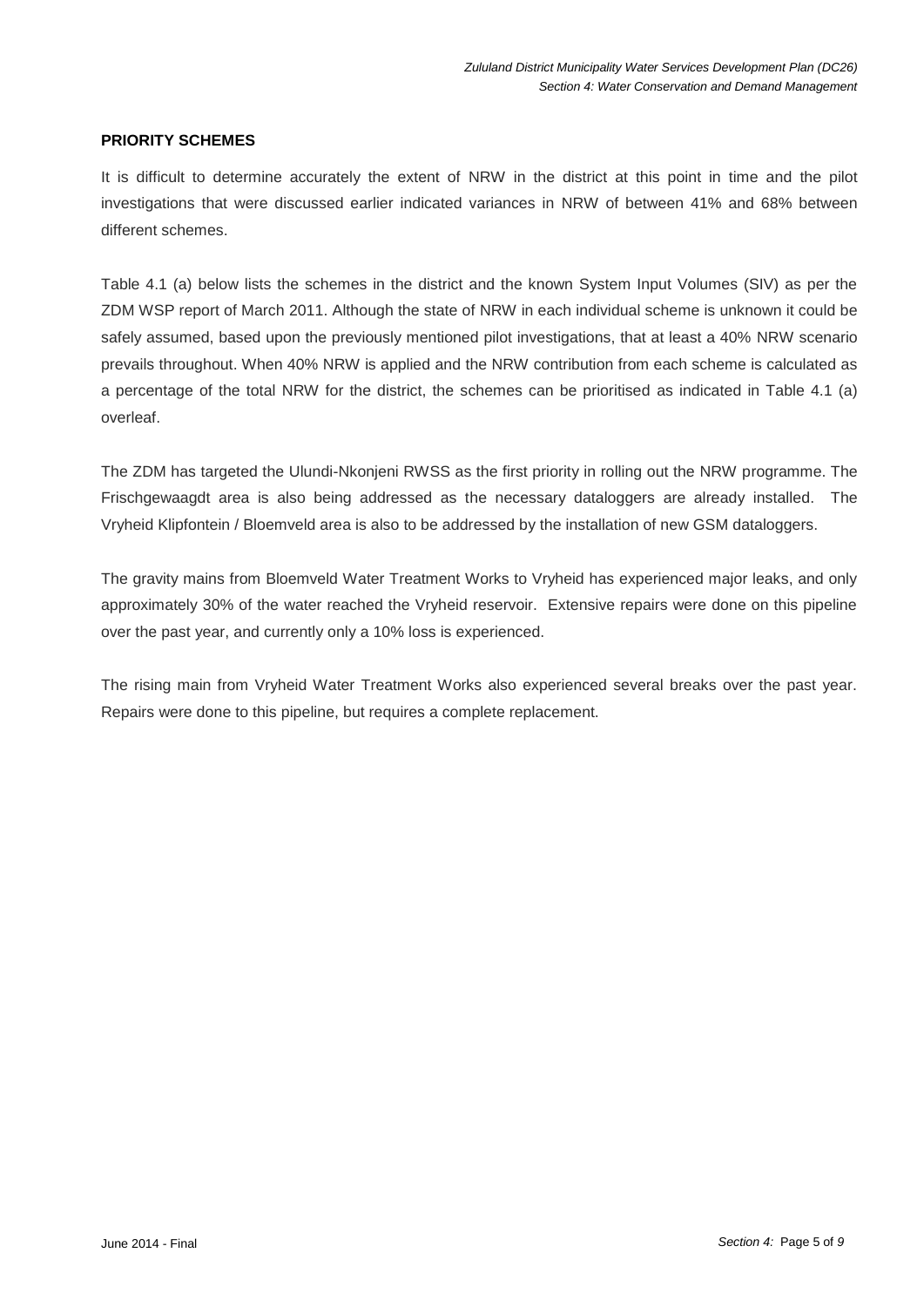**PRIORITY SCHEMES**

It is difficult to determine accurately the extent of NRW in the district at this point in time and the pilot investigations that were discussed earlier indicated variances in NRW of between 41% and 68% between different schemes.

Table 4.1 (a) below lists the schemes in the district and the known System Input Volumes (SIV) as per the ZDM WSP report of March 2011. Although the state of NRW in each individual scheme is unknown it could be safely assumed, based upon the previously mentioned pilot investigations, that at least a 40% NRW scenario prevails throughout. When 40% NRW is applied and the NRW contribution from each scheme is calculated as a percentage of the total NRW for the district, the schemes can be prioritised as indicated in Table 4.1 (a) overleaf.

The ZDM has targeted the Ulundi-Nkonjeni RWSS as the first priority in rolling out the NRW programme. The Frischgewaagdt area is also being addressed as the necessary dataloggers are already installed. The Vryheid Klipfontein / Bloemveld area is also to be addressed by the installation of new GSM dataloggers.

The gravity mains from Bloemveld Water Treatment Works to Vryheid has experienced major leaks, and only approximately 30% of the water reached the Vryheid reservoir. Extensive repairs were done on this pipeline over the past year, and currently only a 10% loss is experienced.

The rising main from Vryheid Water Treatment Works also experienced several breaks over the past year. Repairs were done to this pipeline, but requires a complete replacement.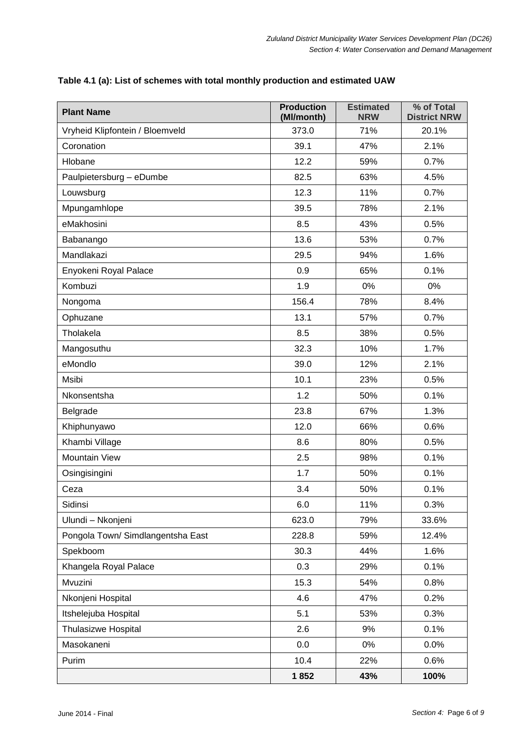**Table 4.1 (a): List of schemes with total monthly production and estimated UAW**

| Plant Name | Production (Ml/month) | Estimated NRW | % of Total District NRW |
|---|---|---|---|
| Vryheid Klipfontein / Bloemveld | 373.0 | 71% | 20.1% |
| Coronation | 39.1 | 47% | 2.1% |
| Hlobane | 12.2 | 59% | 0.7% |
| Paulpietersburg – eDumbe | 82.5 | 63% | 4.5% |
| Louwsburg | 12.3 | 11% | 0.7% |
| Mpungamhlope | 39.5 | 78% | 2.1% |
| eMakhosini | 8.5 | 43% | 0.5% |
| Babanango | 13.6 | 53% | 0.7% |
| Mandlakazi | 29.5 | 94% | 1.6% |
| Enyokeni Royal Palace | 0.9 | 65% | 0.1% |
| Kombuzi | 1.9 | 0% | 0% |
| Nongoma | 156.4 | 78% | 8.4% |
| Ophuzane | 13.1 | 57% | 0.7% |
| Tholakela | 8.5 | 38% | 0.5% |
| Mangosuthu | 32.3 | 10% | 1.7% |
| eMondlo | 39.0 | 12% | 2.1% |
| Msibi | 10.1 | 23% | 0.5% |
| Nkonsentsha | 1.2 | 50% | 0.1% |
| Belgrade | 23.8 | 67% | 1.3% |
| Khiphunyawo | 12.0 | 66% | 0.6% |
| Khambi Village | 8.6 | 80% | 0.5% |
| Mountain View | 2.5 | 98% | 0.1% |
| Osingisingini | 1.7 | 50% | 0.1% |
| Ceza | 3.4 | 50% | 0.1% |
| Sidinsi | 6.0 | 11% | 0.3% |
| Ulundi – Nkonjeni | 623.0 | 79% | 33.6% |
| Pongola Town/ Simdlangentsha East | 228.8 | 59% | 12.4% |
| Spekboom | 30.3 | 44% | 1.6% |
| Khangela Royal Palace | 0.3 | 29% | 0.1% |
| Mvuzini | 15.3 | 54% | 0.8% |
| Nkonjeni Hospital | 4.6 | 47% | 0.2% |
| Itshelejuba Hospital | 5.1 | 53% | 0.3% |
| Thulasizwe Hospital | 2.6 | 9% | 0.1% |
| Masokaneni | 0.0 | 0% | 0.0% |
| Purim | 10.4 | 22% | 0.6% |
| | **1 852** | **43%** | **100%** |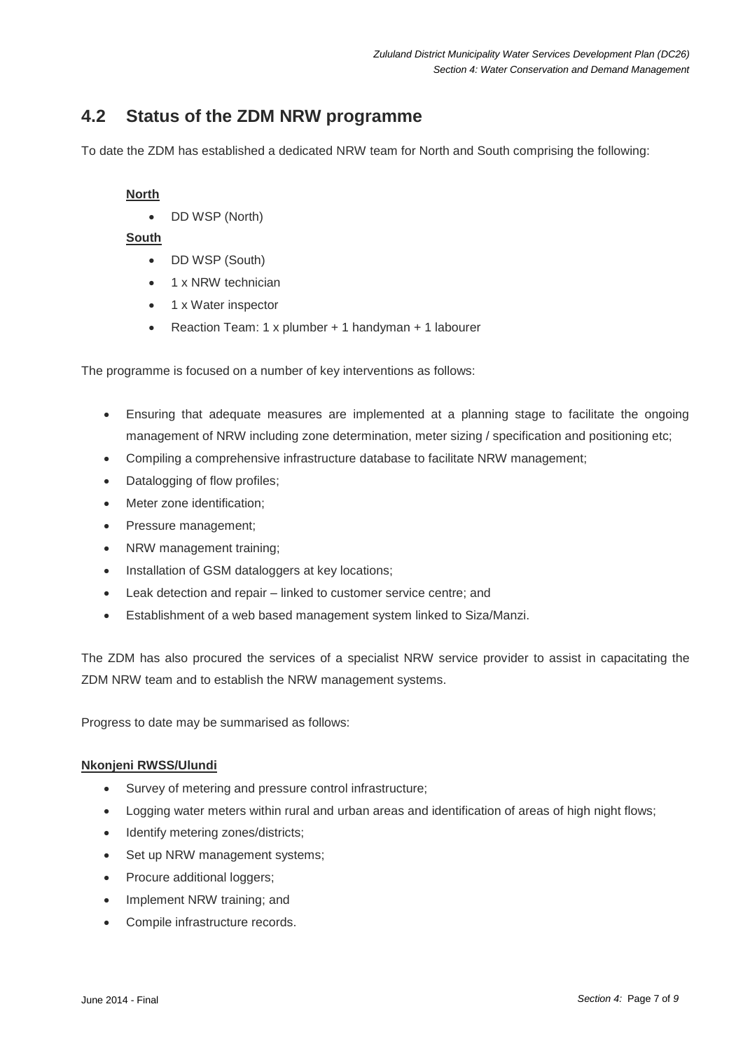## 4.2 Status of the ZDM NRW programme

To date the ZDM has established a dedicated NRW team for North and South comprising the following:

**North**

- DD WSP (North)

**South**

- DD WSP (South)
- 1 x NRW technician
- 1 x Water inspector
- Reaction Team: 1 x plumber + 1 handyman + 1 labourer

The programme is focused on a number of key interventions as follows:

- Ensuring that adequate measures are implemented at a planning stage to facilitate the ongoing management of NRW including zone determination, meter sizing / specification and positioning etc;
- Compiling a comprehensive infrastructure database to facilitate NRW management;
- Datalogging of flow profiles;
- Meter zone identification;
- Pressure management;
- NRW management training;
- Installation of GSM dataloggers at key locations;
- Leak detection and repair – linked to customer service centre; and
- Establishment of a web based management system linked to Siza/Manzi.

The ZDM has also procured the services of a specialist NRW service provider to assist in capacitating the ZDM NRW team and to establish the NRW management systems.

Progress to date may be summarised as follows:

**Nkonjeni RWSS/Ulundi**

- Survey of metering and pressure control infrastructure;
- Logging water meters within rural and urban areas and identification of areas of high night flows;
- Identify metering zones/districts;
- Set up NRW management systems;
- Procure additional loggers;
- Implement NRW training; and
- Compile infrastructure records.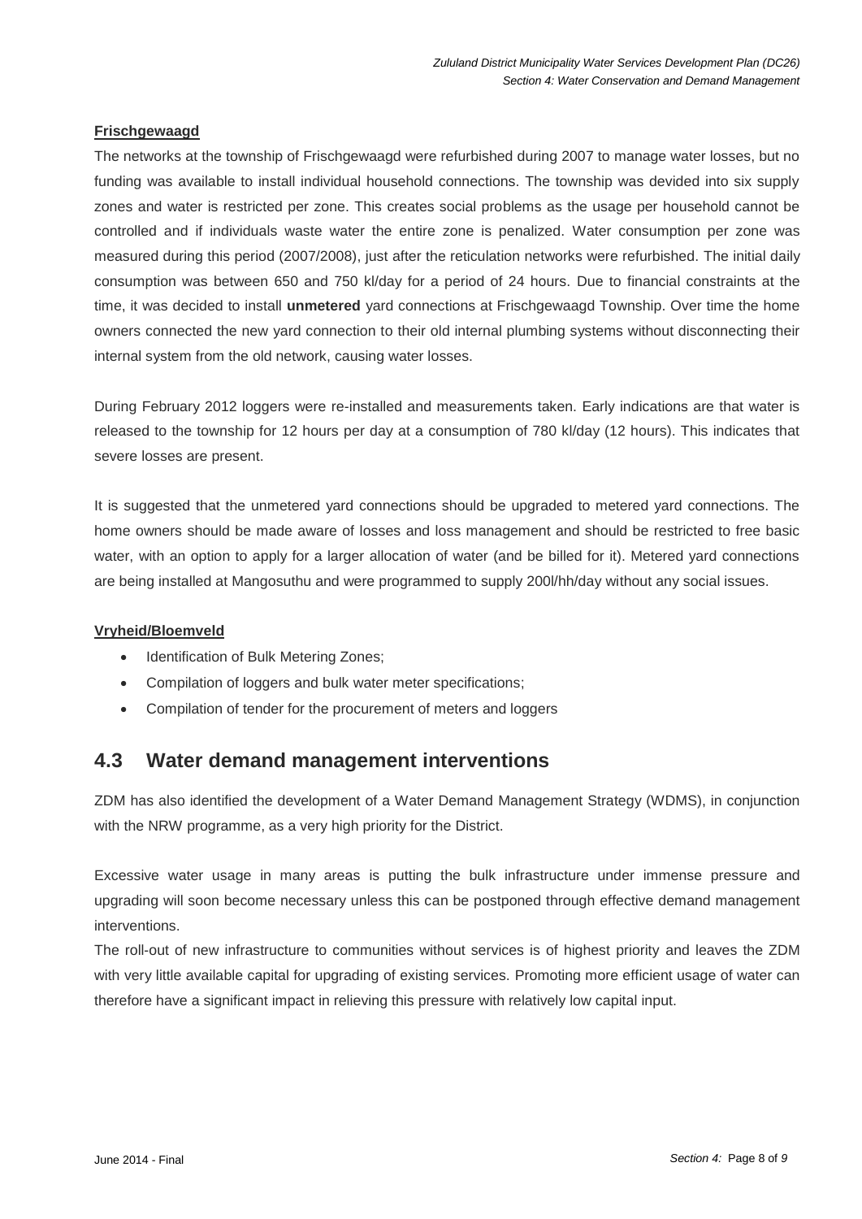**Frischgewaagd**

The networks at the township of Frischgewaagd were refurbished during 2007 to manage water losses, but no funding was available to install individual household connections. The township was devided into six supply zones and water is restricted per zone. This creates social problems as the usage per household cannot be controlled and if individuals waste water the entire zone is penalized. Water consumption per zone was measured during this period (2007/2008), just after the reticulation networks were refurbished. The initial daily consumption was between 650 and 750 kl/day for a period of 24 hours. Due to financial constraints at the time, it was decided to install **unmetered** yard connections at Frischgewaagd Township. Over time the home owners connected the new yard connection to their old internal plumbing systems without disconnecting their internal system from the old network, causing water losses.

During February 2012 loggers were re-installed and measurements taken. Early indications are that water is released to the township for 12 hours per day at a consumption of 780 kl/day (12 hours). This indicates that severe losses are present.

It is suggested that the unmetered yard connections should be upgraded to metered yard connections. The home owners should be made aware of losses and loss management and should be restricted to free basic water, with an option to apply for a larger allocation of water (and be billed for it). Metered yard connections are being installed at Mangosuthu and were programmed to supply 200l/hh/day without any social issues.

**Vryheid/Bloemveld**

- Identification of Bulk Metering Zones;
- Compilation of loggers and bulk water meter specifications;
- Compilation of tender for the procurement of meters and loggers

## 4.3 Water demand management interventions

ZDM has also identified the development of a Water Demand Management Strategy (WDMS), in conjunction with the NRW programme, as a very high priority for the District.

Excessive water usage in many areas is putting the bulk infrastructure under immense pressure and upgrading will soon become necessary unless this can be postponed through effective demand management interventions.

The roll-out of new infrastructure to communities without services is of highest priority and leaves the ZDM with very little available capital for upgrading of existing services. Promoting more efficient usage of water can therefore have a significant impact in relieving this pressure with relatively low capital input.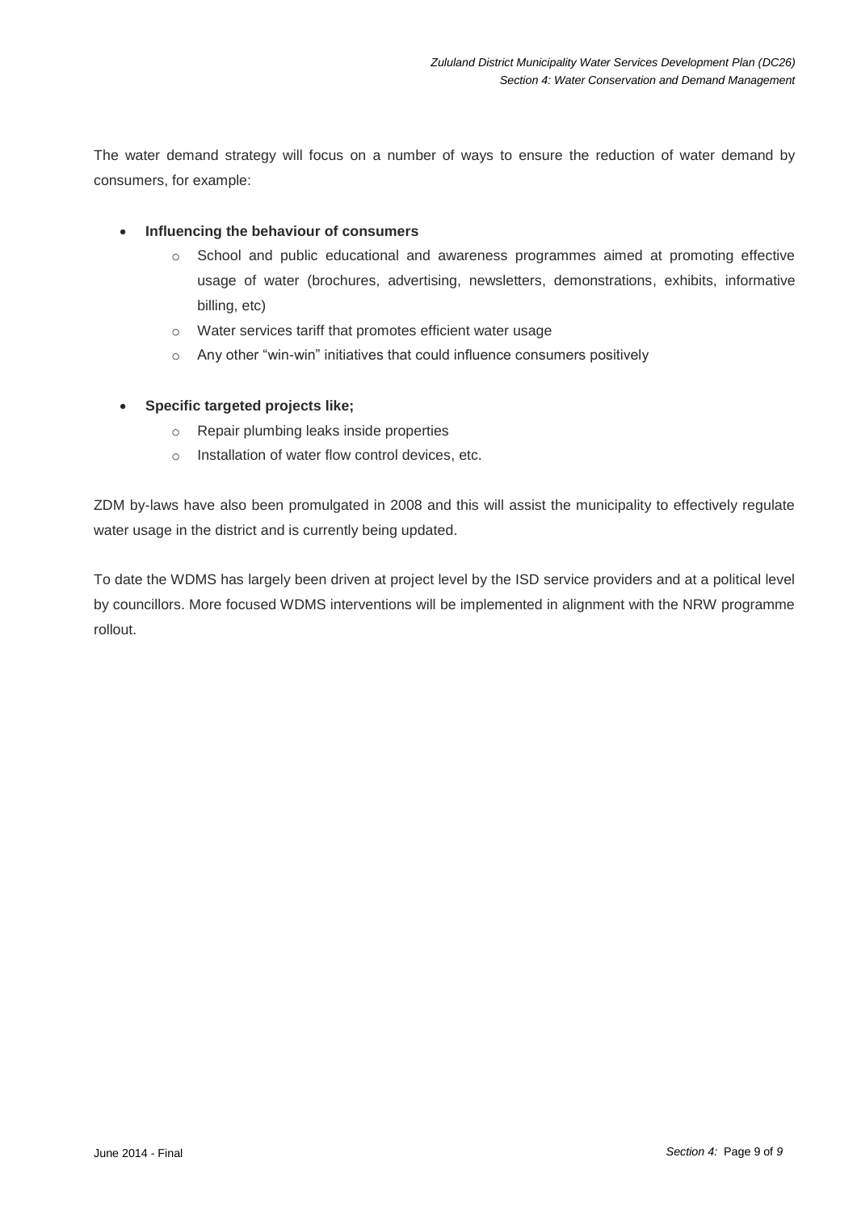The water demand strategy will focus on a number of ways to ensure the reduction of water demand by consumers, for example:

- **Influencing the behaviour of consumers**
  - School and public educational and awareness programmes aimed at promoting effective usage of water (brochures, advertising, newsletters, demonstrations, exhibits, informative billing, etc)
  - Water services tariff that promotes efficient water usage
  - Any other "win-win" initiatives that could influence consumers positively

- **Specific targeted projects like;**
  - Repair plumbing leaks inside properties
  - Installation of water flow control devices, etc.

ZDM by-laws have also been promulgated in 2008 and this will assist the municipality to effectively regulate water usage in the district and is currently being updated.

To date the WDMS has largely been driven at project level by the ISD service providers and at a political level by councillors. More focused WDMS interventions will be implemented in alignment with the NRW programme rollout.